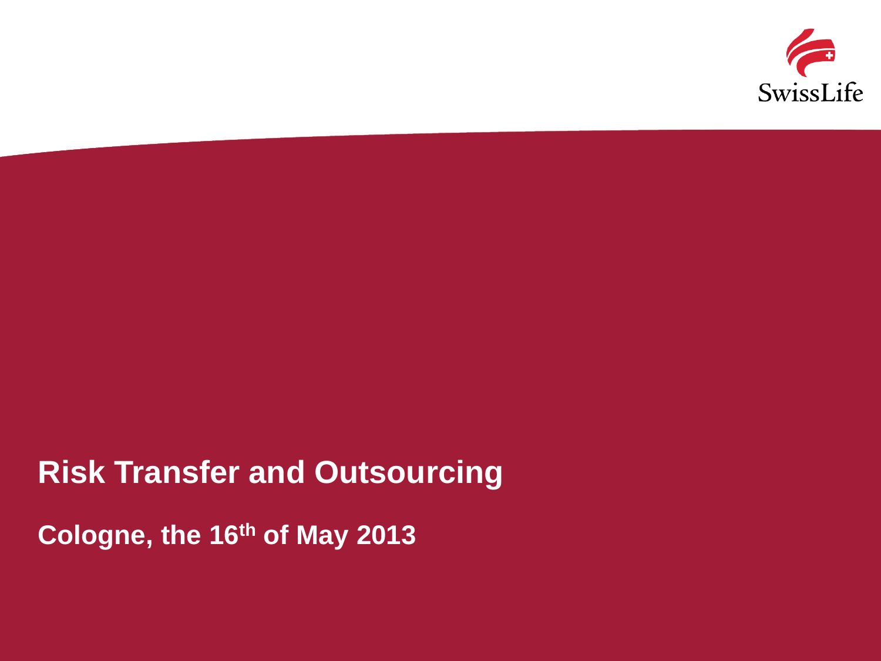SwissLife

# Risk Transfer and Outsourcing

**Cologne, the 16th of May 2013**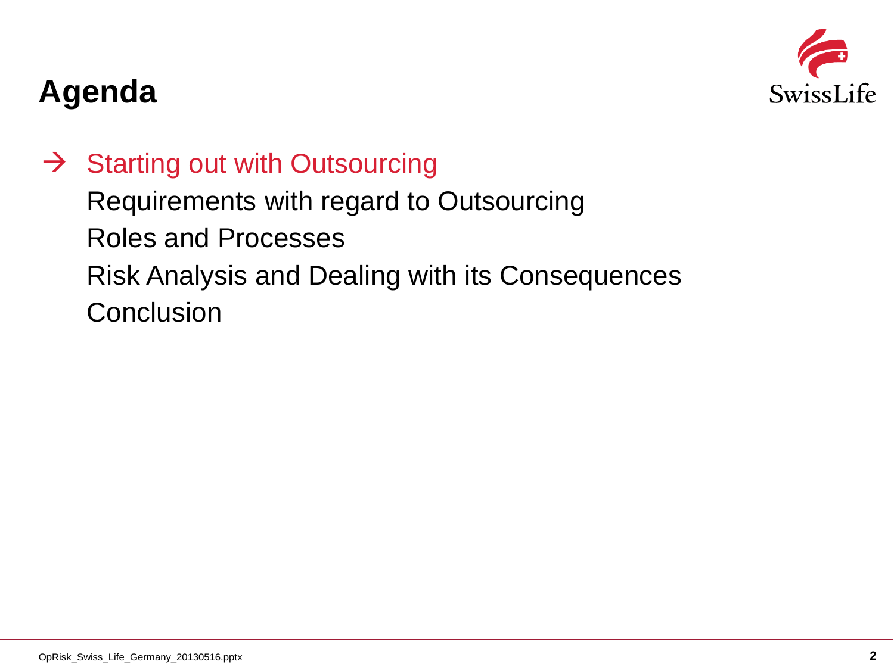# Agenda

→ Starting out with Outsourcing

Requirements with regard to Outsourcing

Roles and Processes

Risk Analysis and Dealing with its Consequences

Conclusion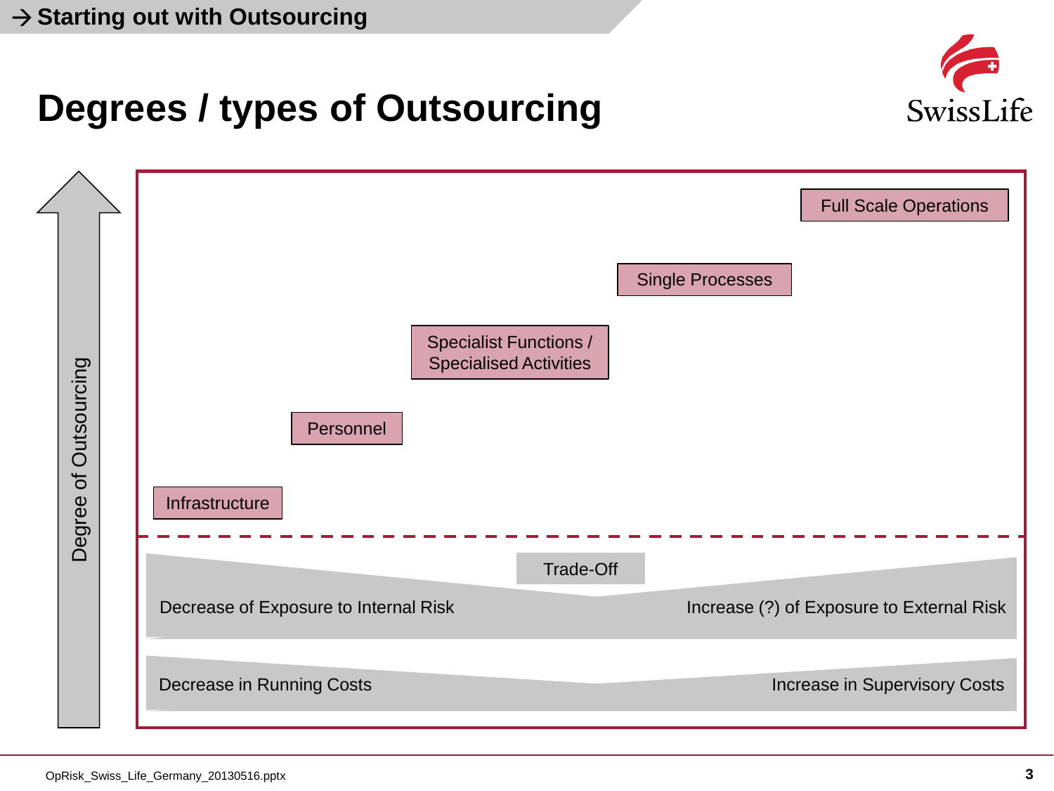→ Starting out with Outsourcing

# Degrees / types of Outsourcing

Degree of Outsourcing

- Full Scale Operations
- Single Processes
- Specialist Functions / Specialised Activities
- Personnel
- Infrastructure

Trade-Off

Decrease of Exposure to Internal Risk — Increase (?) of Exposure to External Risk

Decrease in Running Costs — Increase in Supervisory Costs

OpRisk_Swiss_Life_Germany_20130516.pptx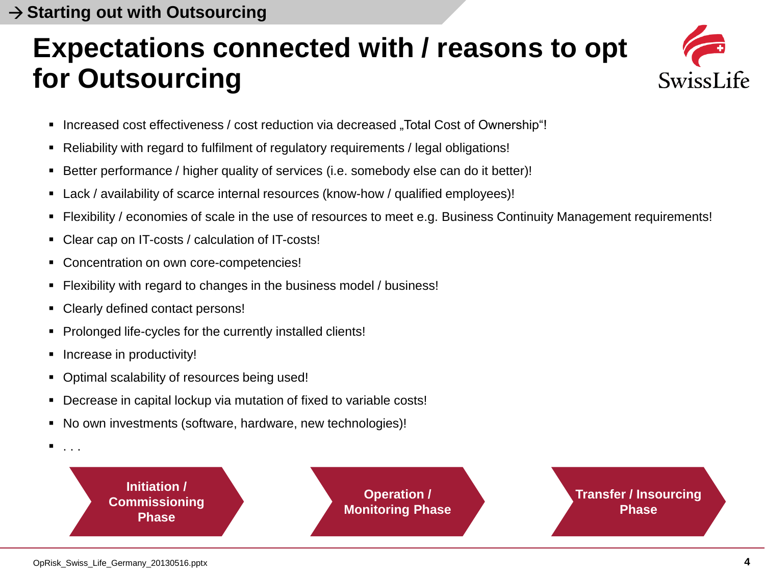→ Starting out with Outsourcing

# Expectations connected with / reasons to opt for Outsourcing

- Increased cost effectiveness / cost reduction via decreased „Total Cost of Ownership“!
- Reliability with regard to fulfilment of regulatory requirements / legal obligations!
- Better performance / higher quality of services (i.e. somebody else can do it better)!
- Lack / availability of scarce internal resources (know-how / qualified employees)!
- Flexibility / economies of scale in the use of resources to meet e.g. Business Continuity Management requirements!
- Clear cap on IT-costs / calculation of IT-costs!
- Concentration on own core-competencies!
- Flexibility with regard to changes in the business model / business!
- Clearly defined contact persons!
- Prolonged life-cycles for the currently installed clients!
- Increase in productivity!
- Optimal scalability of resources being used!
- Decrease in capital lockup via mutation of fixed to variable costs!
- No own investments (software, hardware, new technologies)!
- . . .

**Initiation / Commissioning Phase** → **Operation / Monitoring Phase** → **Transfer / Insourcing Phase**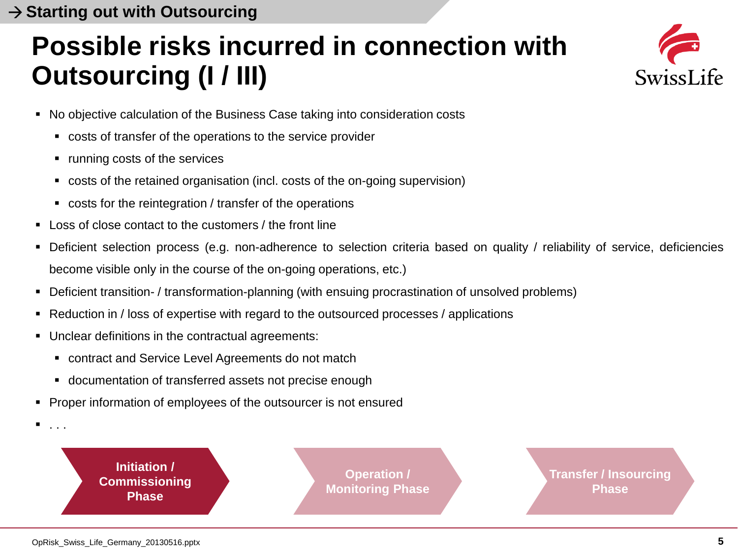→ Starting out with Outsourcing

# Possible risks incurred in connection with Outsourcing (I / III)

- No objective calculation of the Business Case taking into consideration costs
  - costs of transfer of the operations to the service provider
  - running costs of the services
  - costs of the retained organisation (incl. costs of the on-going supervision)
  - costs for the reintegration / transfer of the operations
- Loss of close contact to the customers / the front line
- Deficient selection process (e.g. non-adherence to selection criteria based on quality / reliability of service, deficiencies become visible only in the course of the on-going operations, etc.)
- Deficient transition- / transformation-planning (with ensuing procrastination of unsolved problems)
- Reduction in / loss of expertise with regard to the outsourced processes / applications
- Unclear definitions in the contractual agreements:
  - contract and Service Level Agreements do not match
  - documentation of transferred assets not precise enough
- Proper information of employees of the outsourcer is not ensured
- . . .

**Initiation / Commissioning Phase** → Operation / Monitoring Phase → Transfer / Insourcing Phase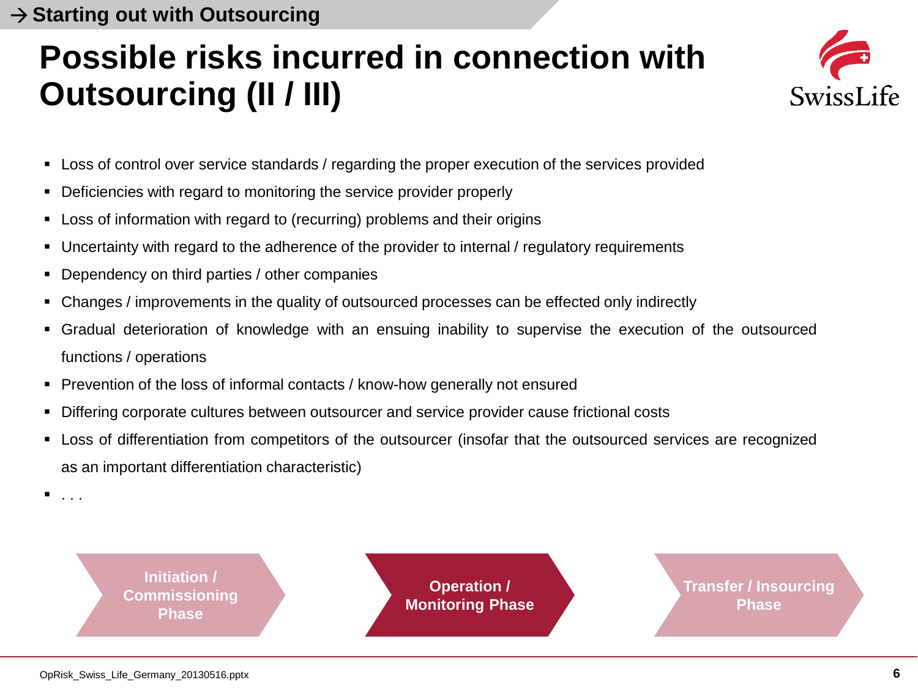→ Starting out with Outsourcing

# Possible risks incurred in connection with Outsourcing (II / III)

- Loss of control over service standards / regarding the proper execution of the services provided
- Deficiencies with regard to monitoring the service provider properly
- Loss of information with regard to (recurring) problems and their origins
- Uncertainty with regard to the adherence of the provider to internal / regulatory requirements
- Dependency on third parties / other companies
- Changes / improvements in the quality of outsourced processes can be effected only indirectly
- Gradual deterioration of knowledge with an ensuing inability to supervise the execution of the outsourced functions / operations
- Prevention of the loss of informal contacts / know-how generally not ensured
- Differing corporate cultures between outsourcer and service provider cause frictional costs
- Loss of differentiation from competitors of the outsourcer (insofar that the outsourced services are recognized as an important differentiation characteristic)
- . . .

Initiation / Commissioning Phase → **Operation / Monitoring Phase** → Transfer / Insourcing Phase

OpRisk_Swiss_Life_Germany_20130516.pptx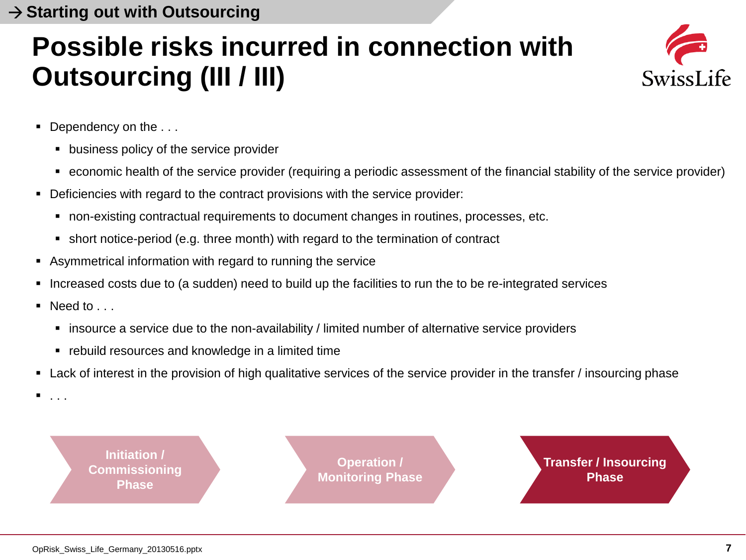→ Starting out with Outsourcing

# Possible risks incurred in connection with Outsourcing (III / III)

- Dependency on the . . .
  - business policy of the service provider
  - economic health of the service provider (requiring a periodic assessment of the financial stability of the service provider)
- Deficiencies with regard to the contract provisions with the service provider:
  - non-existing contractual requirements to document changes in routines, processes, etc.
  - short notice-period (e.g. three month) with regard to the termination of contract
- Asymmetrical information with regard to running the service
- Increased costs due to (a sudden) need to build up the facilities to run the to be re-integrated services
- Need to . . .
  - insource a service due to the non-availability / limited number of alternative service providers
  - rebuild resources and knowledge in a limited time
- Lack of interest in the provision of high qualitative services of the service provider in the transfer / insourcing phase
- . . .

Initiation / Commissioning Phase → Operation / Monitoring Phase → **Transfer / Insourcing Phase**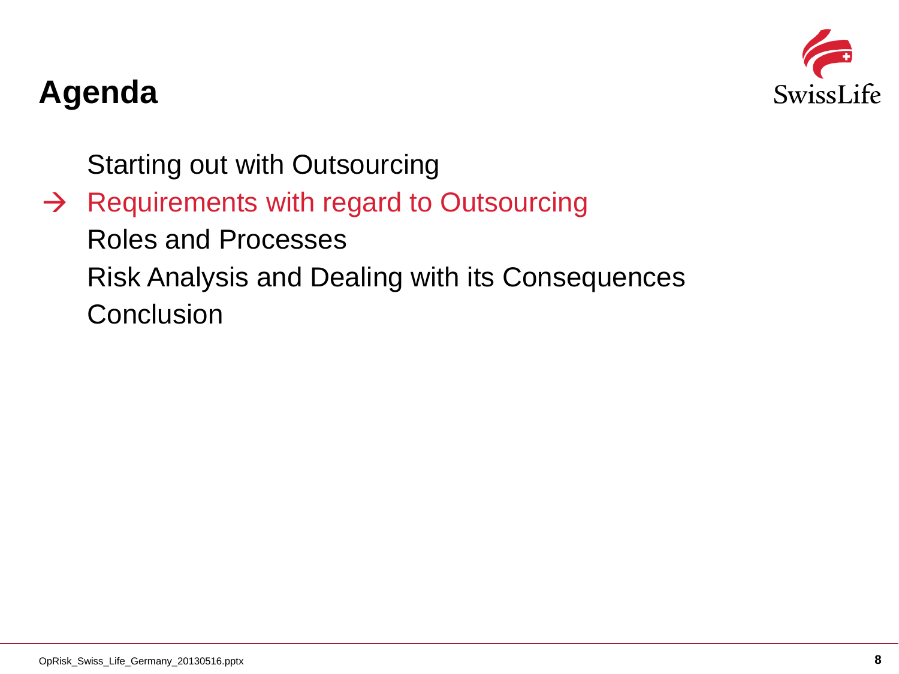# Agenda

Starting out with Outsourcing

→ Requirements with regard to Outsourcing

Roles and Processes

Risk Analysis and Dealing with its Consequences

Conclusion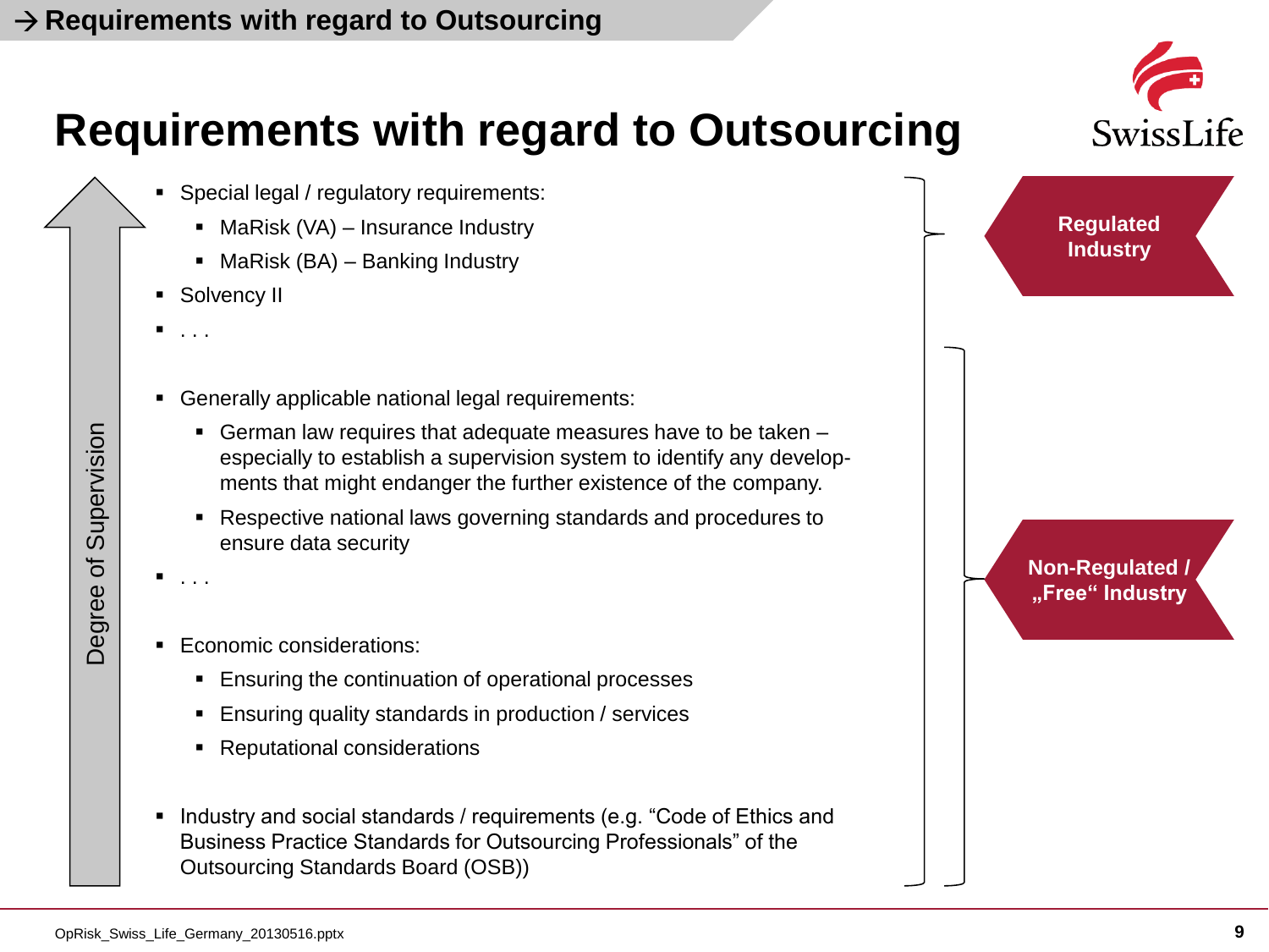# Requirements with regard to Outsourcing

Degree of Supervision

- Special legal / regulatory requirements:
  - MaRisk (VA) – Insurance Industry
  - MaRisk (BA) – Banking Industry
- Solvency II
- . . .

- Generally applicable national legal requirements:
  - German law requires that adequate measures have to be taken – especially to establish a supervision system to identify any develop-ments that might endanger the further existence of the company.
  - Respective national laws governing standards and procedures to ensure data security
- . . .

- Economic considerations:
  - Ensuring the continuation of operational processes
  - Ensuring quality standards in production / services
  - Reputational considerations

- Industry and social standards / requirements (e.g. “Code of Ethics and Business Practice Standards for Outsourcing Professionals” of the Outsourcing Standards Board (OSB))

**Regulated Industry**

**Non-Regulated / „Free“ Industry**

OpRisk_Swiss_Life_Germany_20130516.pptx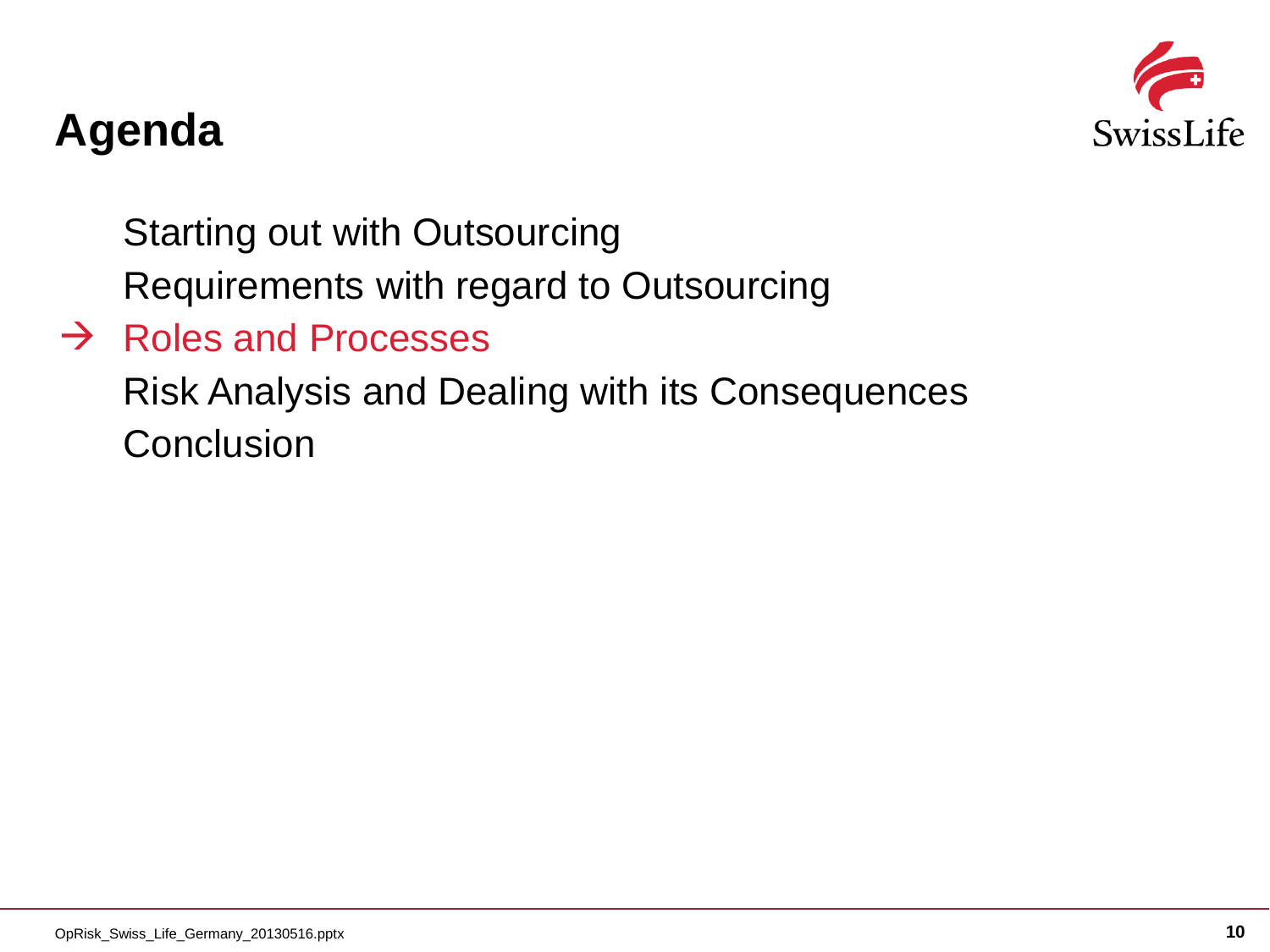# Agenda

Starting out with Outsourcing

Requirements with regard to Outsourcing

→ Roles and Processes

Risk Analysis and Dealing with its Consequences

Conclusion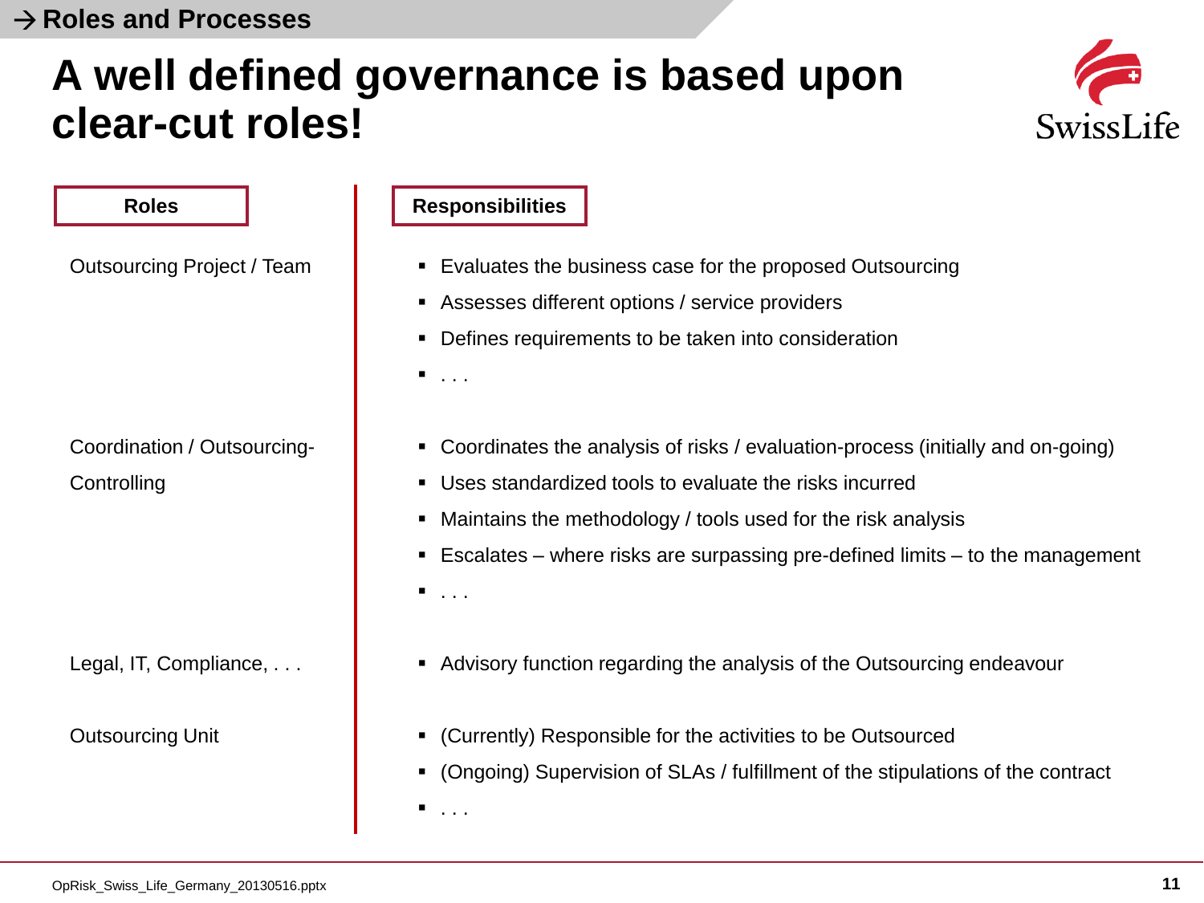→ Roles and Processes

# A well defined governance is based upon clear-cut roles!

| Roles | Responsibilities |
|---|---|
| Outsourcing Project / Team | ▪ Evaluates the business case for the proposed Outsourcing<br>▪ Assesses different options / service providers<br>▪ Defines requirements to be taken into consideration<br>▪ . . . |
| Coordination / Outsourcing-Controlling | ▪ Coordinates the analysis of risks / evaluation-process (initially and on-going)<br>▪ Uses standardized tools to evaluate the risks incurred<br>▪ Maintains the methodology / tools used for the risk analysis<br>▪ Escalates – where risks are surpassing pre-defined limits – to the management<br>▪ . . . |
| Legal, IT, Compliance, . . . | ▪ Advisory function regarding the analysis of the Outsourcing endeavour |
| Outsourcing Unit | ▪ (Currently) Responsible for the activities to be Outsourced<br>▪ (Ongoing) Supervision of SLAs / fulfillment of the stipulations of the contract<br>▪ . . . |

OpRisk_Swiss_Life_Germany_20130516.pptx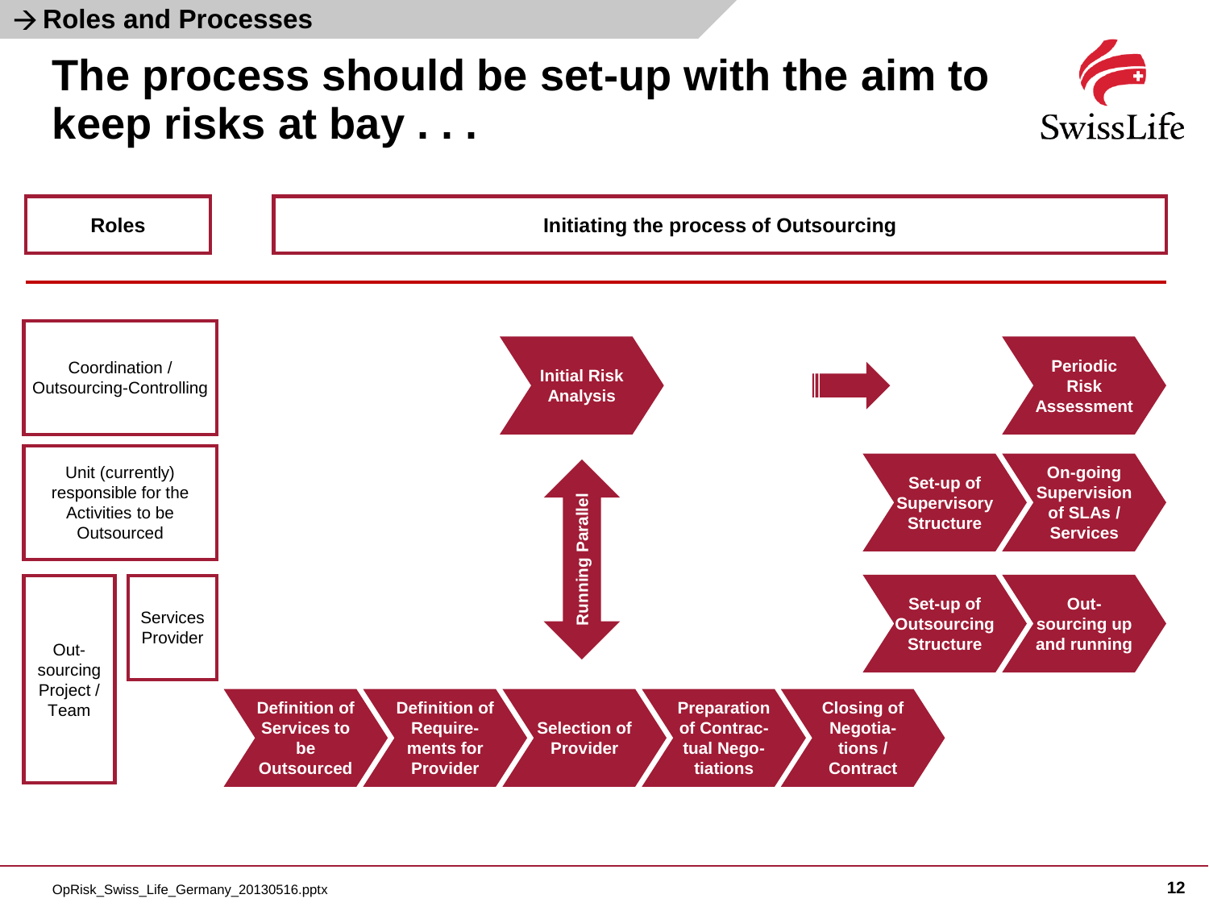→ Roles and Processes

# The process should be set-up with the aim to keep risks at bay . . .

SwissLife

**Roles**

**Initiating the process of Outsourcing**

Coordination / Outsourcing-Controlling

Unit (currently) responsible for the Activities to be Outsourced

Out-sourcing Project / Team

Services Provider

**Initial Risk Analysis** → **Periodic Risk Assessment**

**Running Parallel**

**Set-up of Supervisory Structure** → **On-going Supervision of SLAs / Services**

**Set-up of Outsourcing Structure** → **Out-sourcing up and running**

**Definition of Services to be Outsourced** → **Definition of Require-ments for Provider** → **Selection of Provider** → **Preparation of Contrac-tual Nego-tiations** → **Closing of Negotia-tions / Contract**

OpRisk_Swiss_Life_Germany_20130516.pptx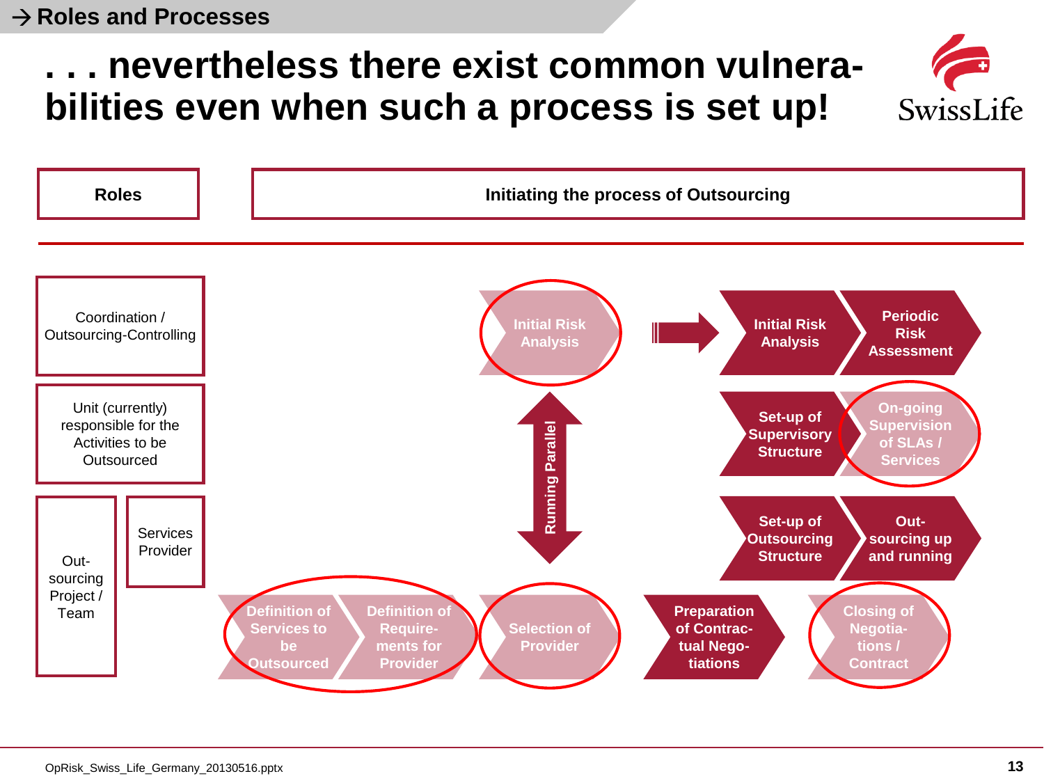→ Roles and Processes

# . . . nevertheless there exist common vulnera-bilities even when such a process is set up!

SwissLife

**Roles**

**Initiating the process of Outsourcing**

Coordination / Outsourcing-Controlling

Unit (currently) responsible for the Activities to be Outsourced

Out-sourcing Project / Team

Services Provider

**Initial Risk Analysis**

**Running Parallel**

**Initial Risk Analysis**

**Periodic Risk Assessment**

**Set-up of Supervisory Structure**

**On-going Supervision of SLAs / Services**

**Set-up of Outsourcing Structure**

**Out-sourcing up and running**

**Definition of Services to be Outsourced**

**Definition of Require-ments for Provider**

**Selection of Provider**

**Preparation of Contrac-tual Nego-tiations**

**Closing of Negotia-tions / Contract**

OpRisk_Swiss_Life_Germany_20130516.pptx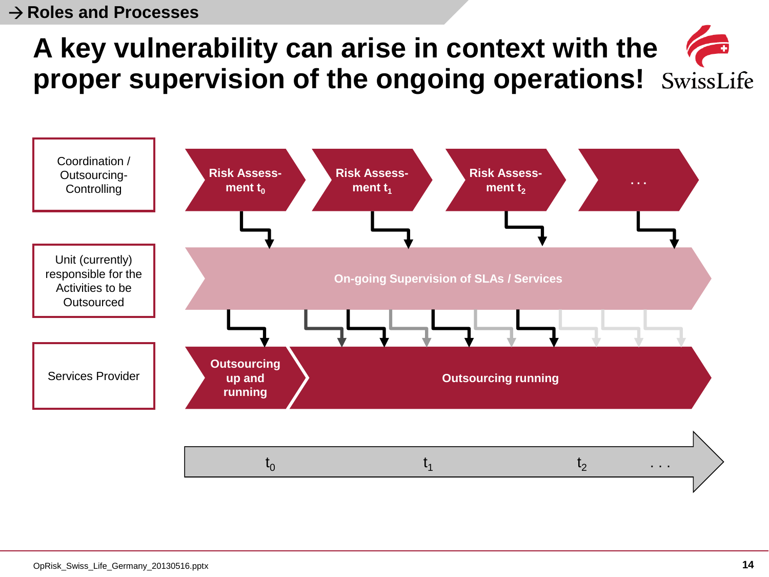→ Roles and Processes

# A key vulnerability can arise in context with the proper supervision of the ongoing operations!

SwissLife

Coordination / Outsourcing-Controlling

Unit (currently) responsible for the Activities to be Outsourced

Services Provider

Risk Assess-ment $t_0$

Risk Assess-ment $t_1$

Risk Assess-ment $t_2$

. . .

On-going Supervision of SLAs / Services

Outsourcing up and running

Outsourcing running

$t_0$ $t_1$ $t_2$ . . .

OpRisk_Swiss_Life_Germany_20130516.pptx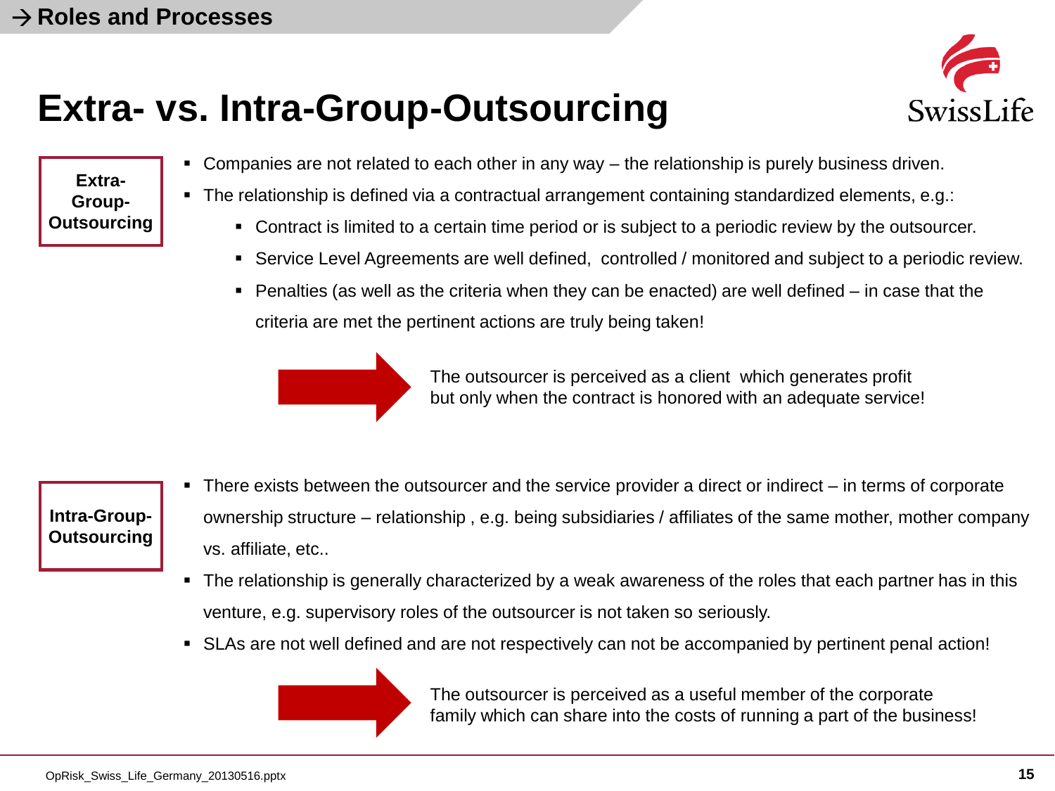→ Roles and Processes

# Extra- vs. Intra-Group-Outsourcing

**Extra-Group-Outsourcing**

- Companies are not related to each other in any way – the relationship is purely business driven.
- The relationship is defined via a contractual arrangement containing standardized elements, e.g.:
  - Contract is limited to a certain time period or is subject to a periodic review by the outsourcer.
  - Service Level Agreements are well defined, controlled / monitored and subject to a periodic review.
  - Penalties (as well as the criteria when they can be enacted) are well defined – in case that the criteria are met the pertinent actions are truly being taken!

→ The outsourcer is perceived as a client which generates profit but only when the contract is honored with an adequate service!

**Intra-Group-Outsourcing**

- There exists between the outsourcer and the service provider a direct or indirect – in terms of corporate ownership structure – relationship , e.g. being subsidiaries / affiliates of the same mother, mother company vs. affiliate, etc..
- The relationship is generally characterized by a weak awareness of the roles that each partner has in this venture, e.g. supervisory roles of the outsourcer is not taken so seriously.
- SLAs are not well defined and are not respectively can not be accompanied by pertinent penal action!

→ The outsourcer is perceived as a useful member of the corporate family which can share into the costs of running a part of the business!

OpRisk_Swiss_Life_Germany_20130516.pptx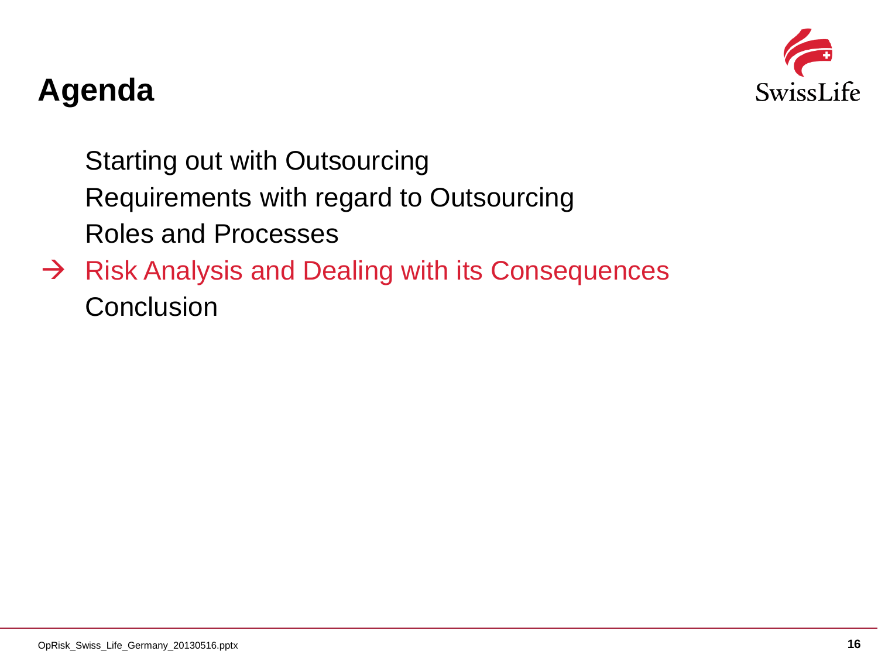# Agenda

Starting out with Outsourcing

Requirements with regard to Outsourcing

Roles and Processes

→ Risk Analysis and Dealing with its Consequences

Conclusion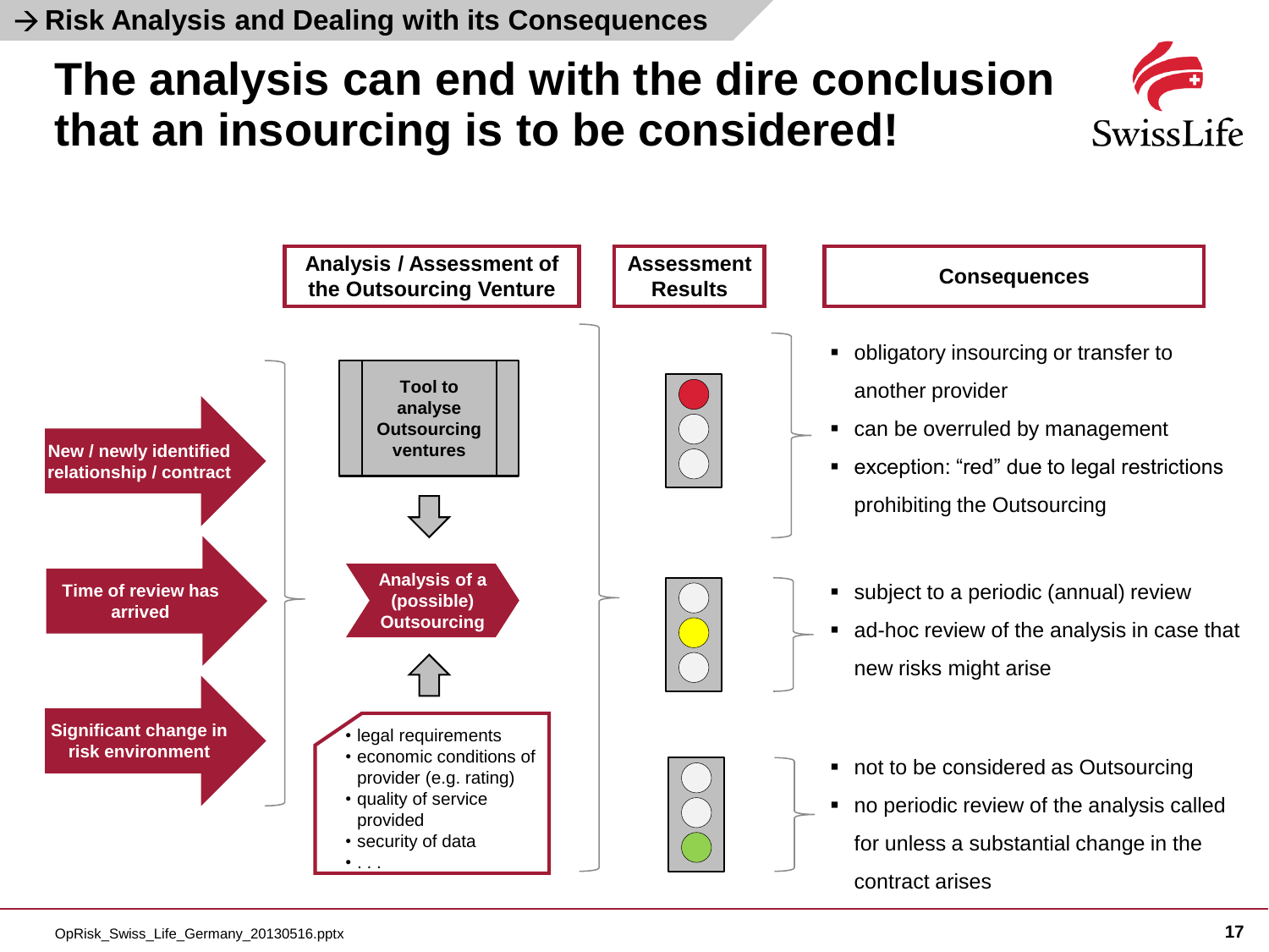→ Risk Analysis and Dealing with its Consequences

# The analysis can end with the dire conclusion that an insourcing is to be considered!

**Triggers:**

- New / newly identified relationship / contract
- Time of review has arrived
- Significant change in risk environment

**Analysis / Assessment of the Outsourcing Venture**

- Tool to analyse Outsourcing ventures
- Analysis of a (possible) Outsourcing
- Inputs:
  - legal requirements
  - economic conditions of provider (e.g. rating)
  - quality of service provided
  - security of data
  - . . .

| Assessment Results | Consequences |
|---|---|
| Red | ▪ obligatory insourcing or transfer to another provider<br>▪ can be overruled by management<br>▪ exception: "red" due to legal restrictions prohibiting the Outsourcing |
| Yellow | ▪ subject to a periodic (annual) review<br>▪ ad-hoc review of the analysis in case that new risks might arise |
| Green | ▪ not to be considered as Outsourcing<br>▪ no periodic review of the analysis called for unless a substantial change in the contract arises |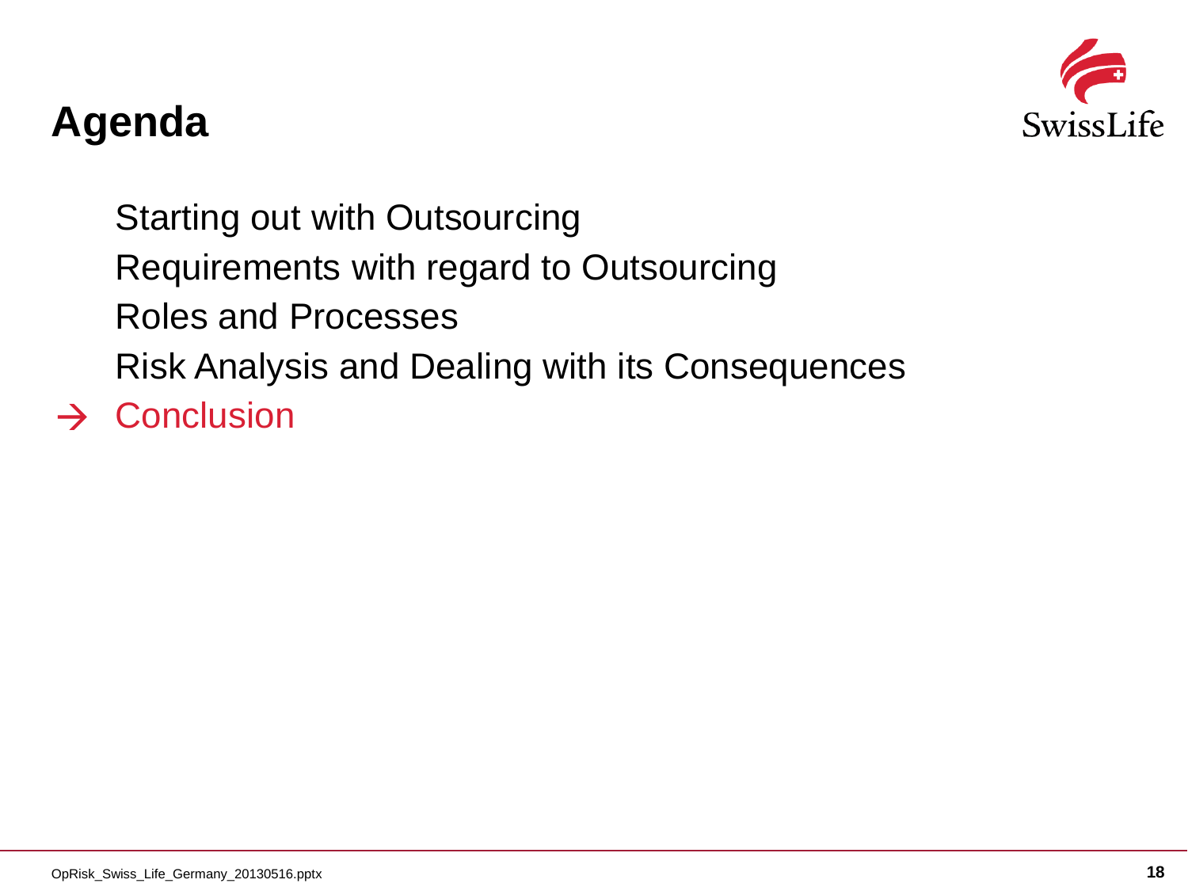# Agenda

Starting out with Outsourcing

Requirements with regard to Outsourcing

Roles and Processes

Risk Analysis and Dealing with its Consequences

→ Conclusion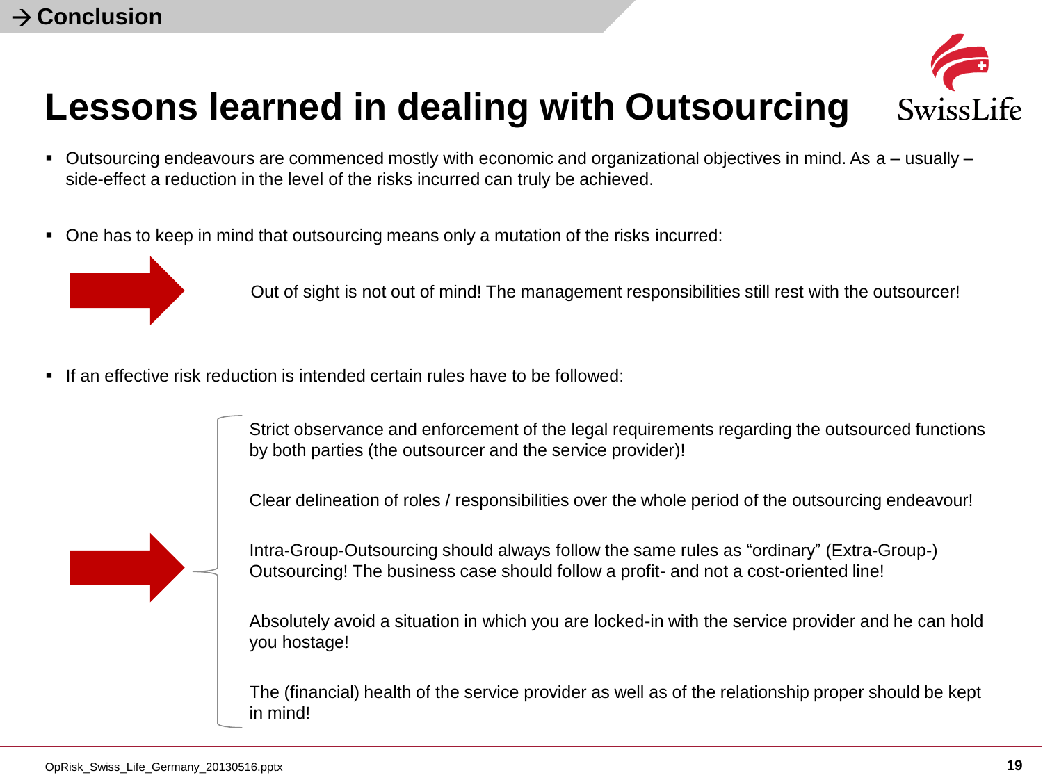→ Conclusion

# Lessons learned in dealing with Outsourcing

- Outsourcing endeavours are commenced mostly with economic and organizational objectives in mind. As a – usually – side-effect a reduction in the level of the risks incurred can truly be achieved.

- One has to keep in mind that outsourcing means only a mutation of the risks incurred:

  → Out of sight is not out of mind! The management responsibilities still rest with the outsourcer!

- If an effective risk reduction is intended certain rules have to be followed:

  → 
  - Strict observance and enforcement of the legal requirements regarding the outsourced functions by both parties (the outsourcer and the service provider)!
  - Clear delineation of roles / responsibilities over the whole period of the outsourcing endeavour!
  - Intra-Group-Outsourcing should always follow the same rules as “ordinary” (Extra-Group-) Outsourcing! The business case should follow a profit- and not a cost-oriented line!
  - Absolutely avoid a situation in which you are locked-in with the service provider and he can hold you hostage!
  - The (financial) health of the service provider as well as of the relationship proper should be kept in mind!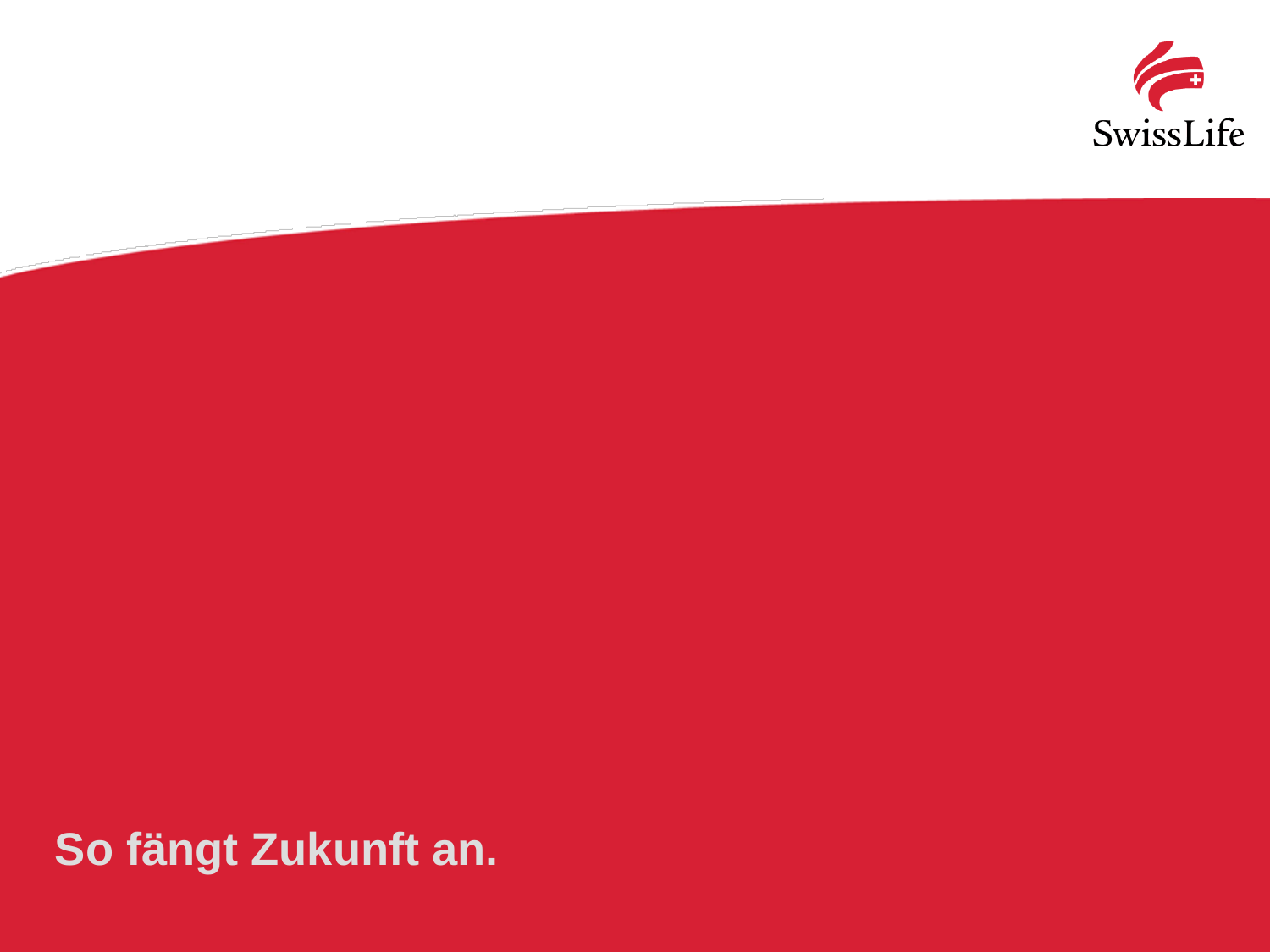SwissLife

**So fängt Zukunft an.**